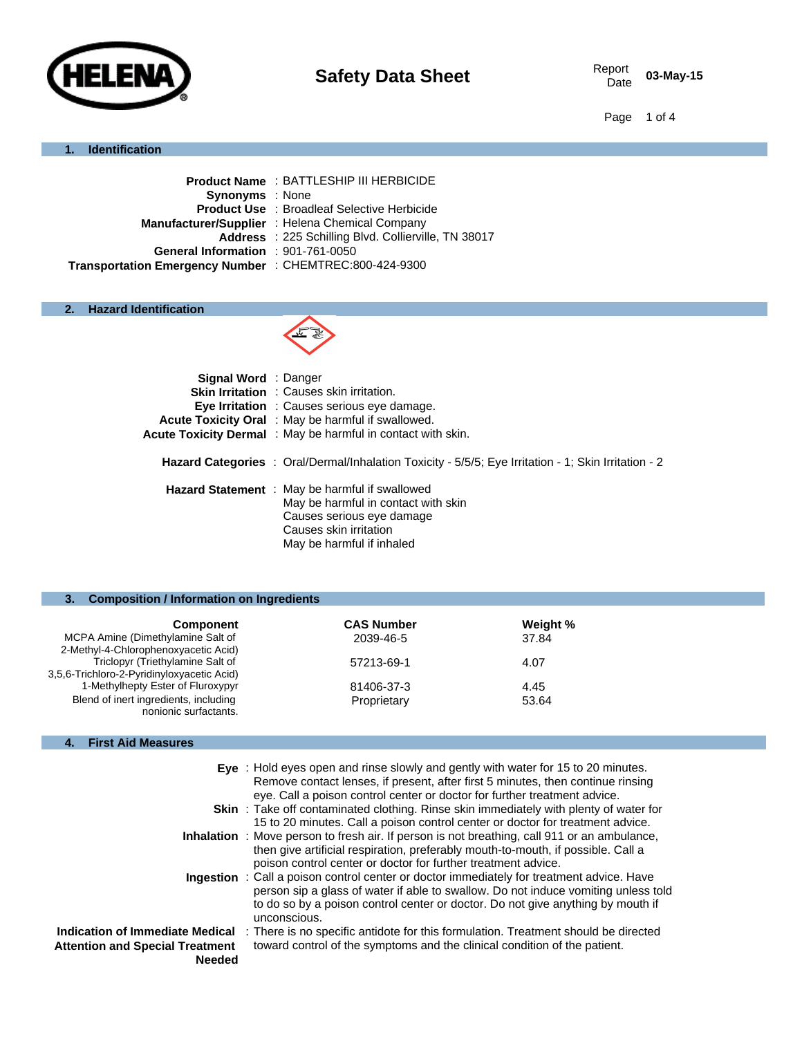# Safety Data Sheet

Report Date: 03-May-15

## 1. Identification

**Product Name** : BATTLESHIP III HERBICIDE
**Synonyms** : None
**Product Use** : Broadleaf Selective Herbicide
**Manufacturer/Supplier** : Helena Chemical Company
**Address** : 225 Schilling Blvd. Collierville, TN 38017
**General Information** : 901-761-0050
**Transportation Emergency Number** : CHEMTREC:800-424-9300

## 2. Hazard Identification

**Signal Word** : Danger
**Skin Irritation** : Causes skin irritation.
**Eye Irritation** : Causes serious eye damage.
**Acute Toxicity Oral** : May be harmful if swallowed.
**Acute Toxicity Dermal** : May be harmful in contact with skin.

**Hazard Categories** : Oral/Dermal/Inhalation Toxicity - 5/5/5; Eye Irritation - 1; Skin Irritation - 2

**Hazard Statement** : May be harmful if swallowed
May be harmful in contact with skin
Causes serious eye damage
Causes skin irritation
May be harmful if inhaled

## 3. Composition / Information on Ingredients

| Component | CAS Number | Weight % |
|---|---|---|
| MCPA Amine (Dimethylamine Salt of 2-Methyl-4-Chlorophenoxyacetic Acid) | 2039-46-5 | 37.84 |
| Triclopyr (Triethylamine Salt of 3,5,6-Trichloro-2-Pyridinyloxyacetic Acid) | 57213-69-1 | 4.07 |
| 1-Methylhepty Ester of Fluroxypyr | 81406-37-3 | 4.45 |
| Blend of inert ingredients, including nonionic surfactants. | Proprietary | 53.64 |

## 4. First Aid Measures

**Eye** : Hold eyes open and rinse slowly and gently with water for 15 to 20 minutes. Remove contact lenses, if present, after first 5 minutes, then continue rinsing eye. Call a poison control center or doctor for further treatment advice.

**Skin** : Take off contaminated clothing. Rinse skin immediately with plenty of water for 15 to 20 minutes. Call a poison control center or doctor for treatment advice.

**Inhalation** : Move person to fresh air. If person is not breathing, call 911 or an ambulance, then give artificial respiration, preferably mouth-to-mouth, if possible. Call a poison control center or doctor for further treatment advice.

**Ingestion** : Call a poison control center or doctor immediately for treatment advice. Have person sip a glass of water if able to swallow. Do not induce vomiting unless told to do so by a poison control center or doctor. Do not give anything by mouth if unconscious.

**Indication of Immediate Medical Attention and Special Treatment Needed** : There is no specific antidote for this formulation. Treatment should be directed toward control of the symptoms and the clinical condition of the patient.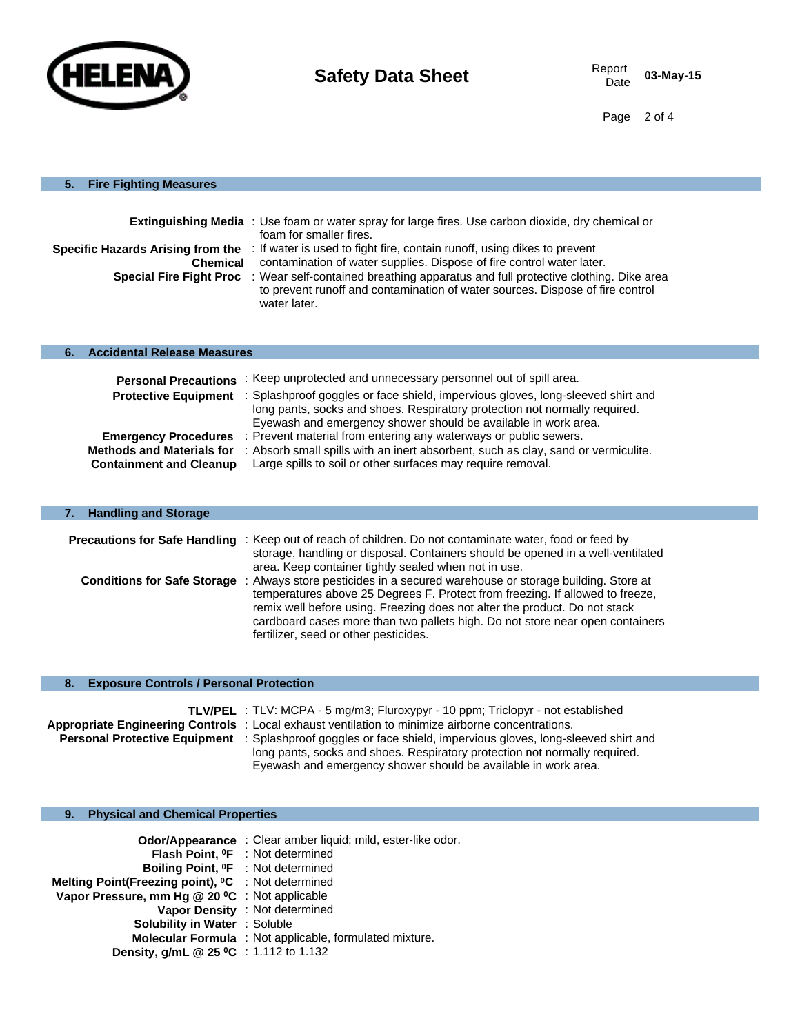## 5. Fire Fighting Measures

**Extinguishing Media** : Use foam or water spray for large fires. Use carbon dioxide, dry chemical or foam for smaller fires.

**Specific Hazards Arising from the Chemical** : If water is used to fight fire, contain runoff, using dikes to prevent contamination of water supplies. Dispose of fire control water later.

**Special Fire Fight Proc** : Wear self-contained breathing apparatus and full protective clothing. Dike area to prevent runoff and contamination of water sources. Dispose of fire control water later.

## 6. Accidental Release Measures

**Personal Precautions** : Keep unprotected and unnecessary personnel out of spill area.

**Protective Equipment** : Splashproof goggles or face shield, impervious gloves, long-sleeved shirt and long pants, socks and shoes. Respiratory protection not normally required. Eyewash and emergency shower should be available in work area.

**Emergency Procedures** : Prevent material from entering any waterways or public sewers.

**Methods and Materials for Containment and Cleanup** : Absorb small spills with an inert absorbent, such as clay, sand or vermiculite. Large spills to soil or other surfaces may require removal.

## 7. Handling and Storage

**Precautions for Safe Handling** : Keep out of reach of children. Do not contaminate water, food or feed by storage, handling or disposal. Containers should be opened in a well-ventilated area. Keep container tightly sealed when not in use.

**Conditions for Safe Storage** : Always store pesticides in a secured warehouse or storage building. Store at temperatures above 25 Degrees F. Protect from freezing. If allowed to freeze, remix well before using. Freezing does not alter the product. Do not stack cardboard cases more than two pallets high. Do not store near open containers fertilizer, seed or other pesticides.

## 8. Exposure Controls / Personal Protection

**TLV/PEL** : TLV: MCPA - 5 mg/m3; Fluroxypyr - 10 ppm; Triclopyr - not established

**Appropriate Engineering Controls** : Local exhaust ventilation to minimize airborne concentrations.

**Personal Protective Equipment** : Splashproof goggles or face shield, impervious gloves, long-sleeved shirt and long pants, socks and shoes. Respiratory protection not normally required. Eyewash and emergency shower should be available in work area.

## 9. Physical and Chemical Properties

**Odor/Appearance** : Clear amber liquid; mild, ester-like odor.

**Flash Point, ⁰F** : Not determined

**Boiling Point, ⁰F** : Not determined

**Melting Point(Freezing point), ⁰C** : Not determined

**Vapor Pressure, mm Hg @ 20 ⁰C** : Not applicable

**Vapor Density** : Not determined

**Solubility in Water** : Soluble

**Molecular Formula** : Not applicable, formulated mixture.

**Density, g/mL @ 25 ⁰C** : 1.112 to 1.132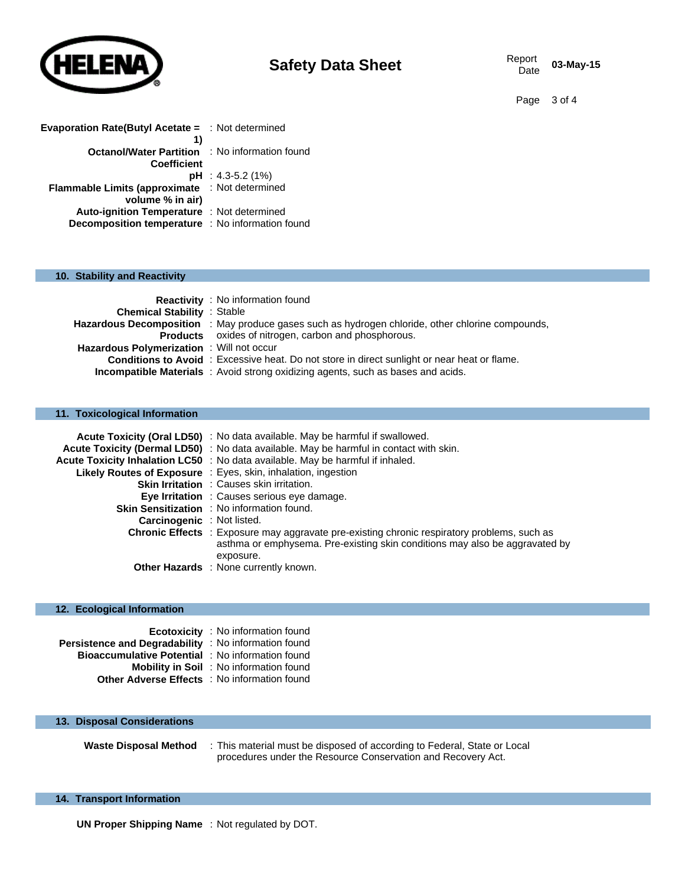**Evaporation Rate(Butyl Acetate = 1)** : Not determined
**Octanol/Water Partition Coefficient** : No information found
**pH** : 4.3-5.2 (1%)
**Flammable Limits (approximate volume % in air)** : Not determined
**Auto-ignition Temperature** : Not determined
**Decomposition temperature** : No information found

## 10. Stability and Reactivity

**Reactivity** : No information found
**Chemical Stability** : Stable
**Hazardous Decomposition Products** : May produce gases such as hydrogen chloride, other chlorine compounds, oxides of nitrogen, carbon and phosphorous.
**Hazardous Polymerization** : Will not occur
**Conditions to Avoid** : Excessive heat. Do not store in direct sunlight or near heat or flame.
**Incompatible Materials** : Avoid strong oxidizing agents, such as bases and acids.

## 11. Toxicological Information

**Acute Toxicity (Oral LD50)** : No data available. May be harmful if swallowed.
**Acute Toxicity (Dermal LD50)** : No data available. May be harmful in contact with skin.
**Acute Toxicity Inhalation LC50** : No data available. May be harmful if inhaled.
**Likely Routes of Exposure** : Eyes, skin, inhalation, ingestion
**Skin Irritation** : Causes skin irritation.
**Eye Irritation** : Causes serious eye damage.
**Skin Sensitization** : No information found.
**Carcinogenic** : Not listed.
**Chronic Effects** : Exposure may aggravate pre-existing chronic respiratory problems, such as asthma or emphysema. Pre-existing skin conditions may also be aggravated by exposure.
**Other Hazards** : None currently known.

## 12. Ecological Information

**Ecotoxicity** : No information found
**Persistence and Degradability** : No information found
**Bioaccumulative Potential** : No information found
**Mobility in Soil** : No information found
**Other Adverse Effects** : No information found

## 13. Disposal Considerations

**Waste Disposal Method** : This material must be disposed of according to Federal, State or Local procedures under the Resource Conservation and Recovery Act.

## 14. Transport Information

**UN Proper Shipping Name** : Not regulated by DOT.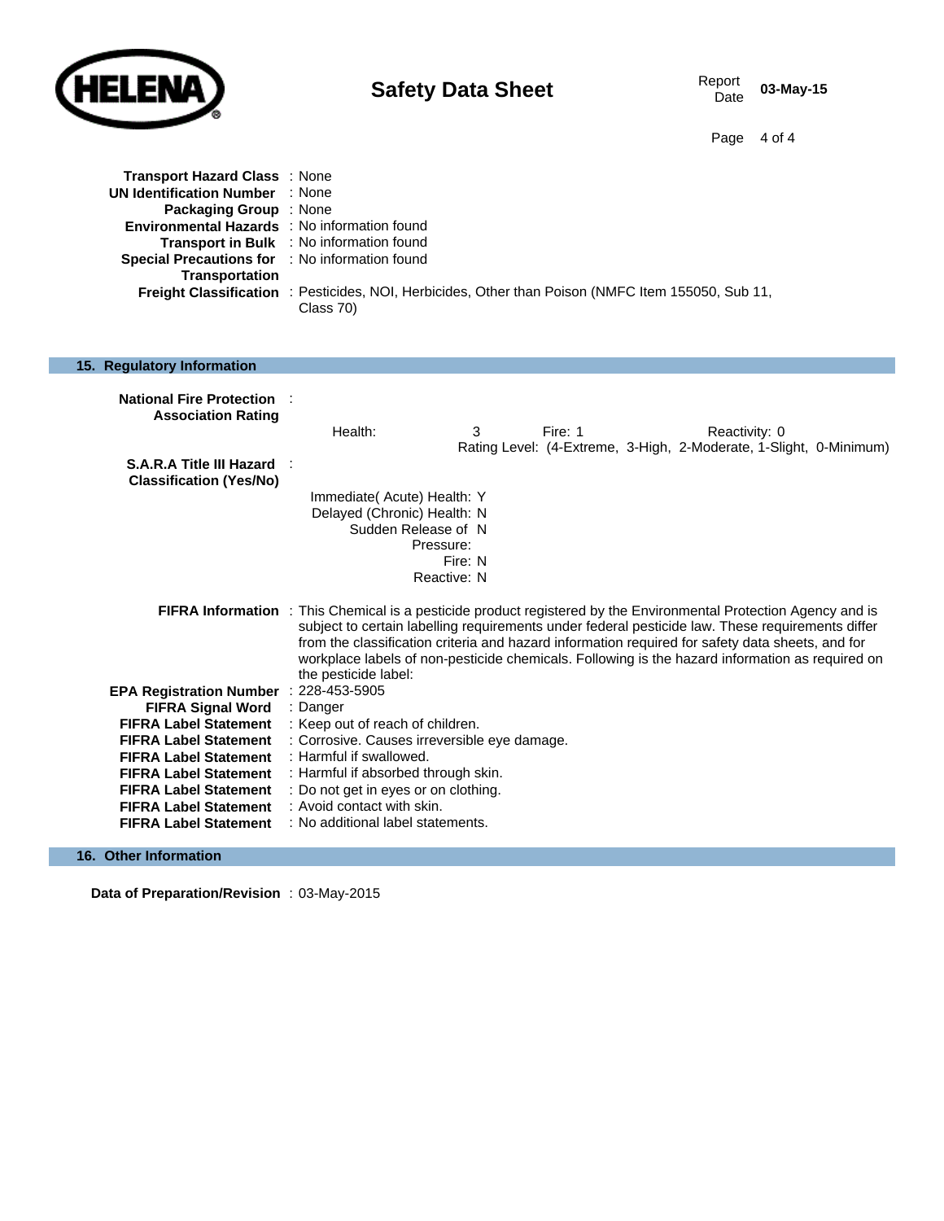**Transport Hazard Class** : None
**UN Identification Number** : None
**Packaging Group** : None
**Environmental Hazards** : No information found
**Transport in Bulk** : No information found
**Special Precautions for Transportation** : No information found
**Freight Classification** : Pesticides, NOI, Herbicides, Other than Poison (NMFC Item 155050, Sub 11, Class 70)

## 15. Regulatory Information

**National Fire Protection Association Rating** :

Health: 3 Fire: 1 Reactivity: 0
Rating Level: (4-Extreme, 3-High, 2-Moderate, 1-Slight, 0-Minimum)

**S.A.R.A Title III Hazard Classification (Yes/No)** :

Immediate( Acute) Health: Y
Delayed (Chronic) Health: N
Sudden Release of Pressure: N
Fire: N
Reactive: N

**FIFRA Information** : This Chemical is a pesticide product registered by the Environmental Protection Agency and is subject to certain labelling requirements under federal pesticide law. These requirements differ from the classification criteria and hazard information required for safety data sheets, and for workplace labels of non-pesticide chemicals. Following is the hazard information as required on the pesticide label:

**EPA Registration Number** : 228-453-5905
**FIFRA Signal Word** : Danger
**FIFRA Label Statement** : Keep out of reach of children.
**FIFRA Label Statement** : Corrosive. Causes irreversible eye damage.
**FIFRA Label Statement** : Harmful if swallowed.
**FIFRA Label Statement** : Harmful if absorbed through skin.
**FIFRA Label Statement** : Do not get in eyes or on clothing.
**FIFRA Label Statement** : Avoid contact with skin.
**FIFRA Label Statement** : No additional label statements.

## 16. Other Information

**Data of Preparation/Revision** : 03-May-2015